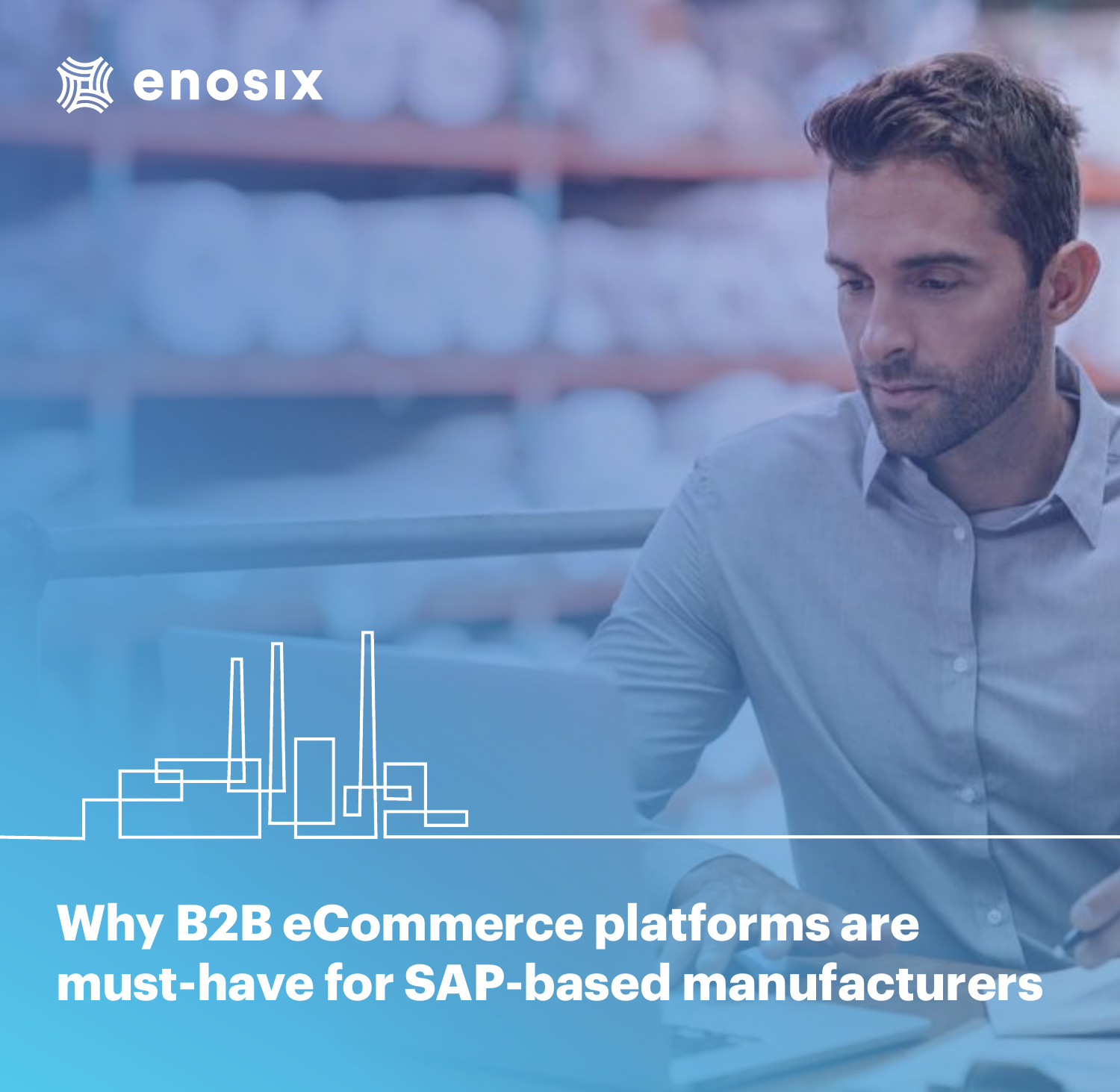enosix

# Why B2B eCommerce platforms are must-have for SAP-based manufacturers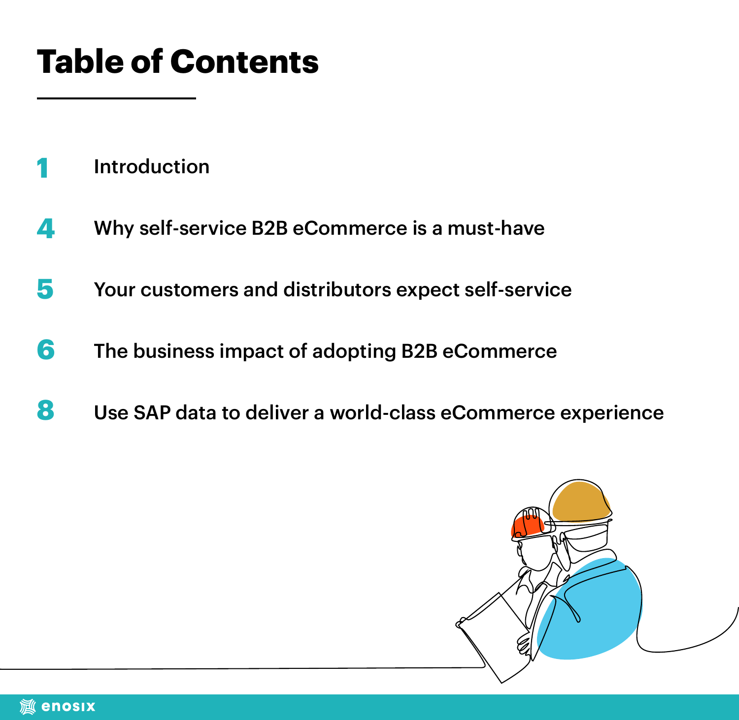# Table of Contents

| | |
|---|---|
| 1 | Introduction |
| 4 | Why self-service B2B eCommerce is a must-have |
| 5 | Your customers and distributors expect self-service |
| 6 | The business impact of adopting B2B eCommerce |
| 8 | Use SAP data to deliver a world-class eCommerce experience |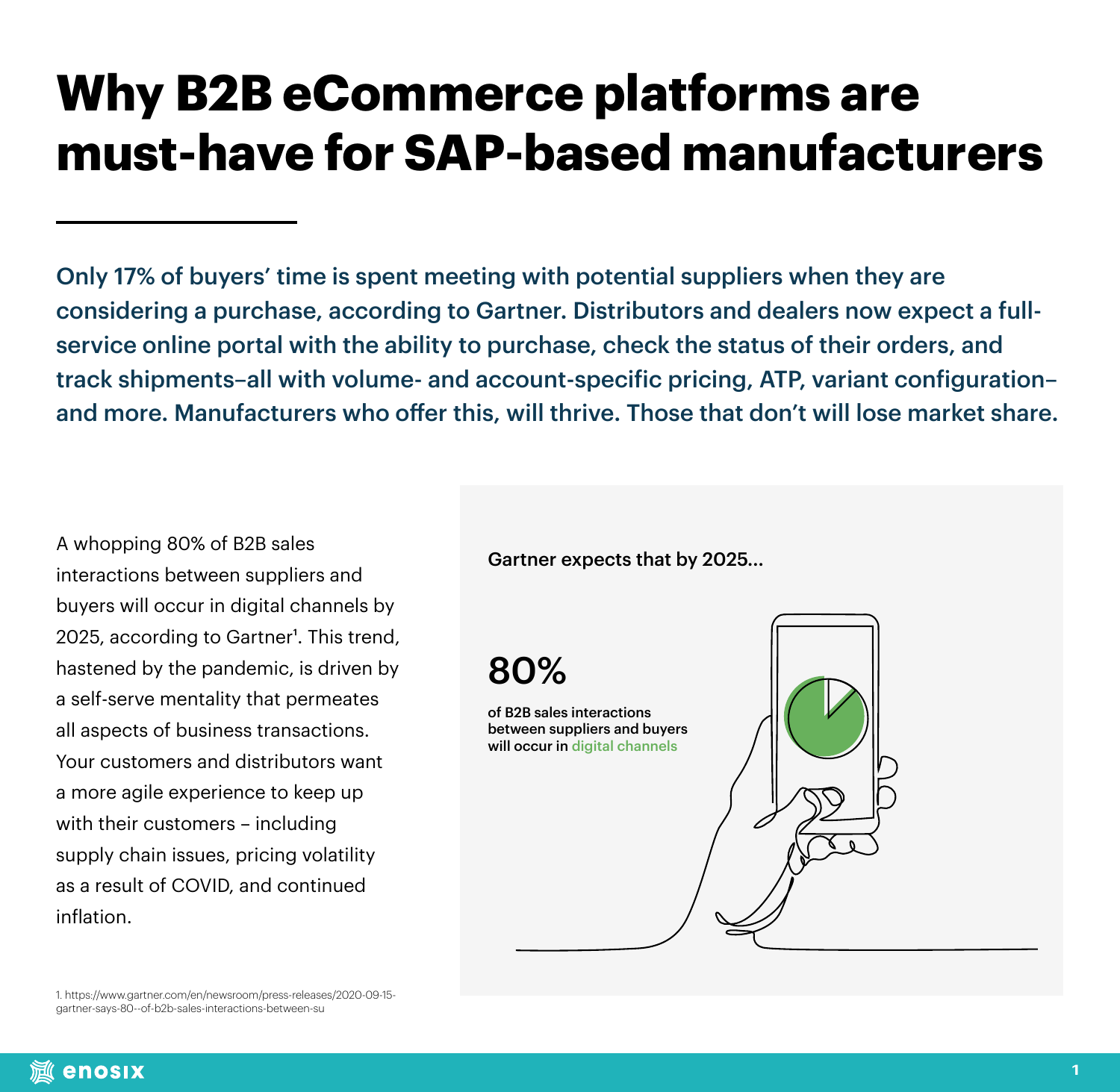# Why B2B eCommerce platforms are must-have for SAP-based manufacturers

**Only 17% of buyers' time is spent meeting with potential suppliers when they are considering a purchase, according to Gartner. Distributors and dealers now expect a full-service online portal with the ability to purchase, check the status of their orders, and track shipments–all with volume- and account-specific pricing, ATP, variant configuration–and more. Manufacturers who offer this, will thrive. Those that don't will lose market share.**

A whopping 80% of B2B sales interactions between suppliers and buyers will occur in digital channels by 2025, according to Gartner[1]. This trend, hastened by the pandemic, is driven by a self-serve mentality that permeates all aspects of business transactions. Your customers and distributors want a more agile experience to keep up with their customers – including supply chain issues, pricing volatility as a result of COVID, and continued inflation.

Gartner expects that by 2025...

**80%**

of B2B sales interactions between suppliers and buyers will occur in digital channels

1. https://www.gartner.com/en/newsroom/press-releases/2020-09-15-gartner-says-80--of-b2b-sales-interactions-between-su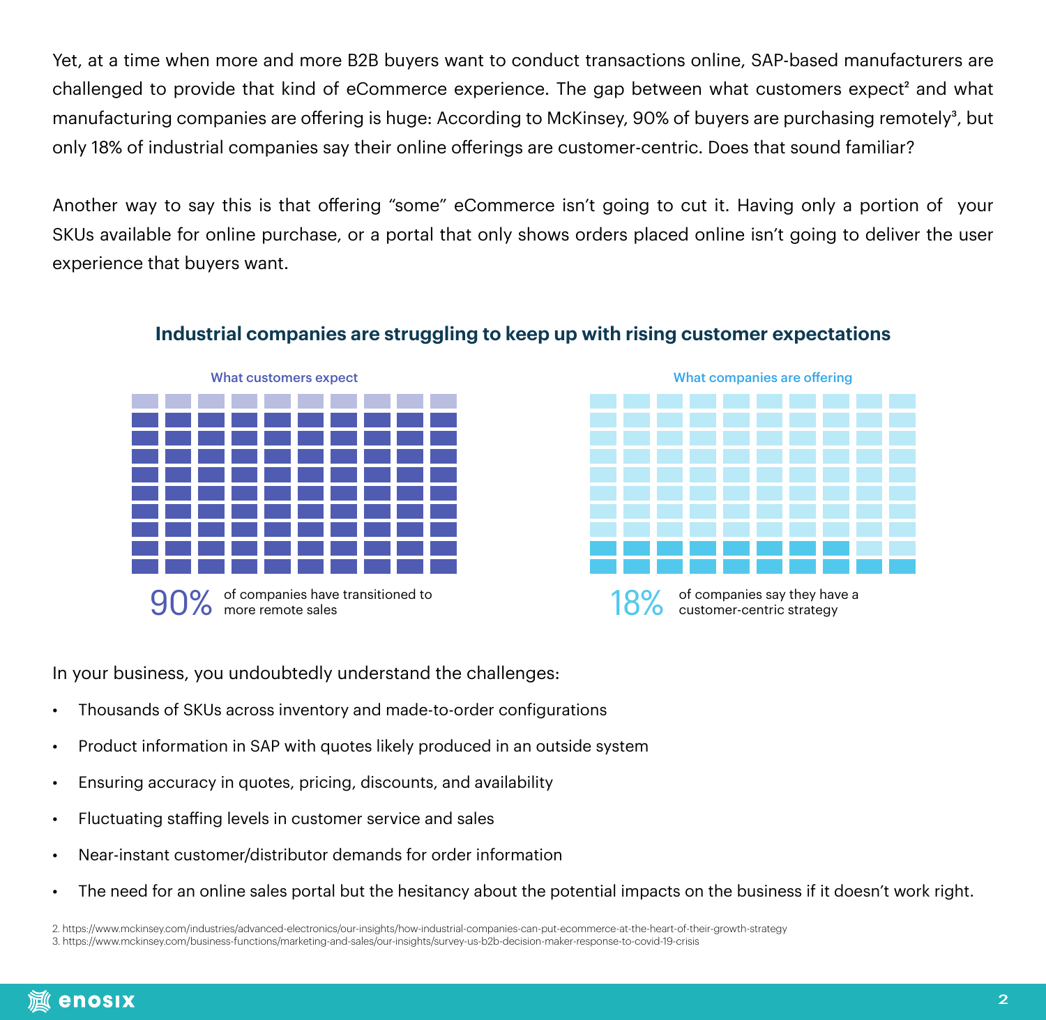Yet, at a time when more and more B2B buyers want to conduct transactions online, SAP-based manufacturers are challenged to provide that kind of eCommerce experience. The gap between what customers expect[2] and what manufacturing companies are offering is huge: According to McKinsey, 90% of buyers are purchasing remotely[3], but only 18% of industrial companies say their online offerings are customer-centric. Does that sound familiar?

Another way to say this is that offering "some" eCommerce isn't going to cut it. Having only a portion of your SKUs available for online purchase, or a portal that only shows orders placed online isn't going to deliver the user experience that buyers want.

### Industrial companies are struggling to keep up with rising customer expectations

**What customers expect**

90% of companies have transitioned to more remote sales

**What companies are offering**

18% of companies say they have a customer-centric strategy

In your business, you undoubtedly understand the challenges:

- Thousands of SKUs across inventory and made-to-order configurations
- Product information in SAP with quotes likely produced in an outside system
- Ensuring accuracy in quotes, pricing, discounts, and availability
- Fluctuating staffing levels in customer service and sales
- Near-instant customer/distributor demands for order information
- The need for an online sales portal but the hesitancy about the potential impacts on the business if it doesn't work right.

2. https://www.mckinsey.com/industries/advanced-electronics/our-insights/how-industrial-companies-can-put-ecommerce-at-the-heart-of-their-growth-strategy
3. https://www.mckinsey.com/business-functions/marketing-and-sales/our-insights/survey-us-b2b-decision-maker-response-to-covid-19-crisis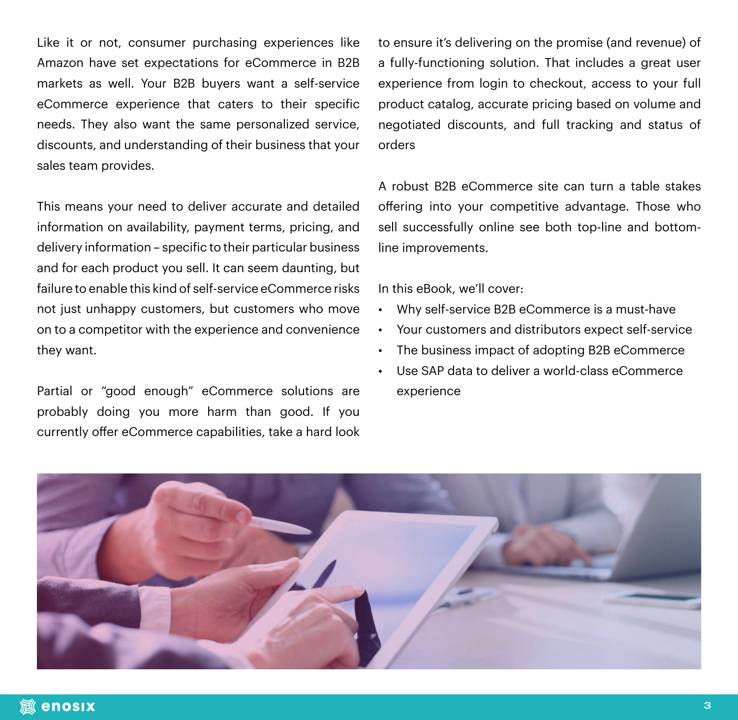Like it or not, consumer purchasing experiences like Amazon have set expectations for eCommerce in B2B markets as well. Your B2B buyers want a self-service eCommerce experience that caters to their specific needs. They also want the same personalized service, discounts, and understanding of their business that your sales team provides.

This means your need to deliver accurate and detailed information on availability, payment terms, pricing, and delivery information – specific to their particular business and for each product you sell. It can seem daunting, but failure to enable this kind of self-service eCommerce risks not just unhappy customers, but customers who move on to a competitor with the experience and convenience they want.

Partial or "good enough" eCommerce solutions are probably doing you more harm than good. If you currently offer eCommerce capabilities, take a hard look to ensure it's delivering on the promise (and revenue) of a fully-functioning solution. That includes a great user experience from login to checkout, access to your full product catalog, accurate pricing based on volume and negotiated discounts, and full tracking and status of orders

A robust B2B eCommerce site can turn a table stakes offering into your competitive advantage. Those who sell successfully online see both top-line and bottom-line improvements.

In this eBook, we'll cover:

- Why self-service B2B eCommerce is a must-have
- Your customers and distributors expect self-service
- The business impact of adopting B2B eCommerce
- Use SAP data to deliver a world-class eCommerce experience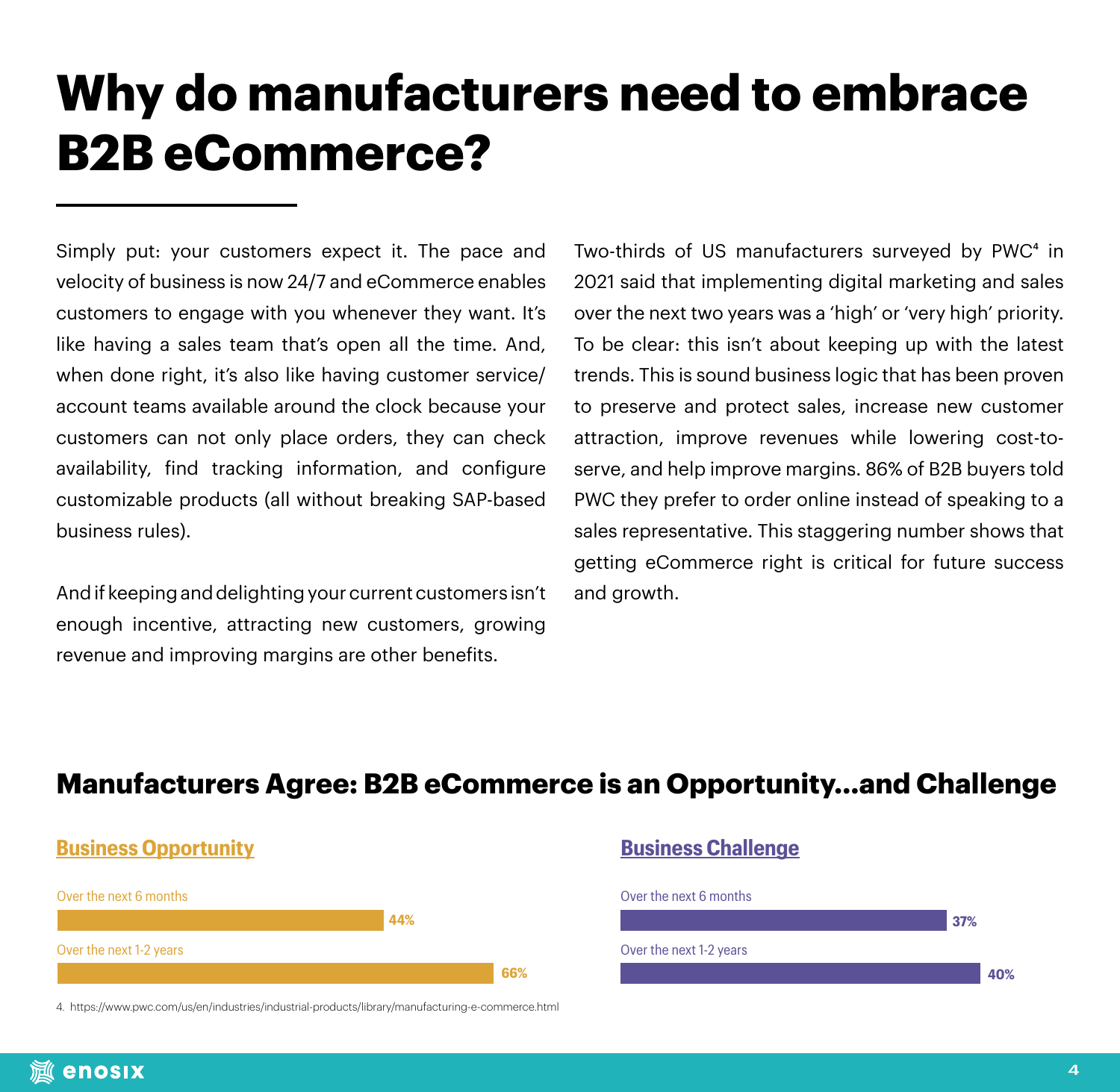# Why do manufacturers need to embrace B2B eCommerce?

Simply put: your customers expect it. The pace and velocity of business is now 24/7 and eCommerce enables customers to engage with you whenever they want. It's like having a sales team that's open all the time. And, when done right, it's also like having customer service/ account teams available around the clock because your customers can not only place orders, they can check availability, find tracking information, and configure customizable products (all without breaking SAP-based business rules).

And if keeping and delighting your current customers isn't enough incentive, attracting new customers, growing revenue and improving margins are other benefits.

Two-thirds of US manufacturers surveyed by PWC[4] in 2021 said that implementing digital marketing and sales over the next two years was a 'high' or 'very high' priority. To be clear: this isn't about keeping up with the latest trends. This is sound business logic that has been proven to preserve and protect sales, increase new customer attraction, improve revenues while lowering cost-to-serve, and help improve margins. 86% of B2B buyers told PWC they prefer to order online instead of speaking to a sales representative. This staggering number shows that getting eCommerce right is critical for future success and growth.

## Manufacturers Agree: B2B eCommerce is an Opportunity…and Challenge

### Business Opportunity

| | |
|---|---|
| Over the next 6 months | 44% |
| Over the next 1-2 years | 66% |

### Business Challenge

| | |
|---|---|
| Over the next 6 months | 37% |
| Over the next 1-2 years | 40% |

4. https://www.pwc.com/us/en/industries/industrial-products/library/manufacturing-e-commerce.html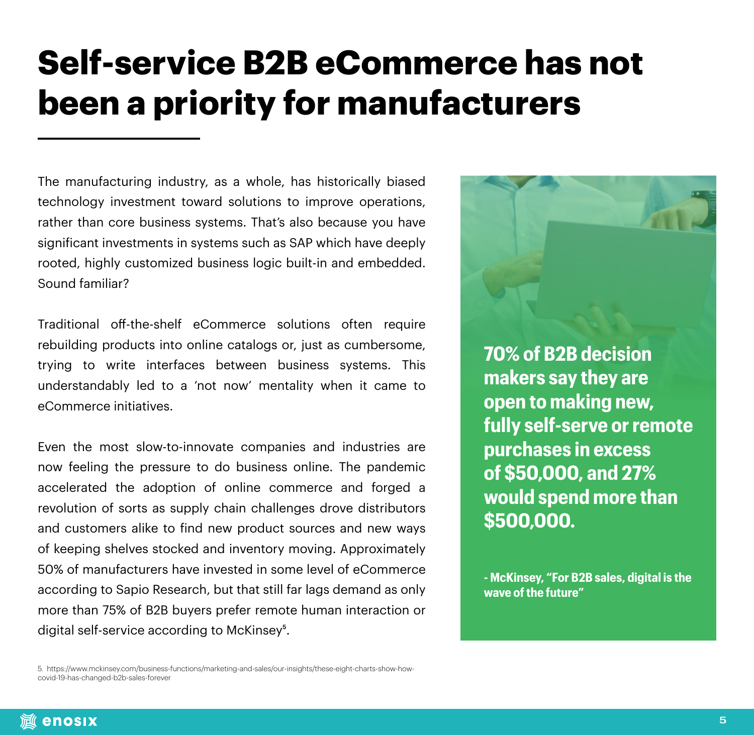# Self-service B2B eCommerce has not been a priority for manufacturers

The manufacturing industry, as a whole, has historically biased technology investment toward solutions to improve operations, rather than core business systems. That's also because you have significant investments in systems such as SAP which have deeply rooted, highly customized business logic built-in and embedded. Sound familiar?

Traditional off-the-shelf eCommerce solutions often require rebuilding products into online catalogs or, just as cumbersome, trying to write interfaces between business systems. This understandably led to a 'not now' mentality when it came to eCommerce initiatives.

Even the most slow-to-innovate companies and industries are now feeling the pressure to do business online. The pandemic accelerated the adoption of online commerce and forged a revolution of sorts as supply chain challenges drove distributors and customers alike to find new product sources and new ways of keeping shelves stocked and inventory moving. Approximately 50% of manufacturers have invested in some level of eCommerce according to Sapio Research, but that still far lags demand as only more than 75% of B2B buyers prefer remote human interaction or digital self-service according to McKinsey[5].

**70% of B2B decision makers say they are open to making new, fully self-serve or remote purchases in excess of $50,000, and 27% would spend more than $500,000.**

**- McKinsey, "For B2B sales, digital is the wave of the future"**

5. https://www.mckinsey.com/business-functions/marketing-and-sales/our-insights/these-eight-charts-show-how-covid-19-has-changed-b2b-sales-forever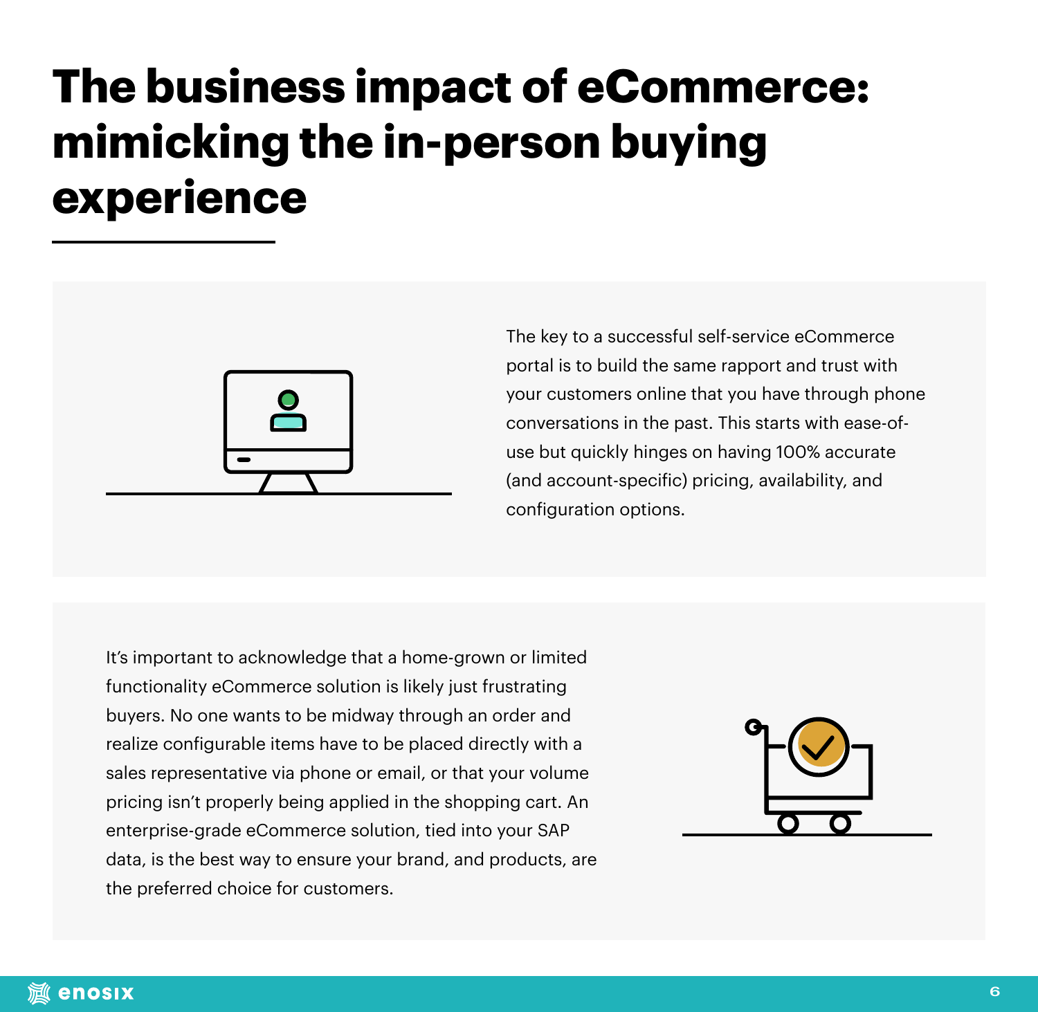# The business impact of eCommerce: mimicking the in-person buying experience

The key to a successful self-service eCommerce portal is to build the same rapport and trust with your customers online that you have through phone conversations in the past. This starts with ease-of-use but quickly hinges on having 100% accurate (and account-specific) pricing, availability, and configuration options.

It's important to acknowledge that a home-grown or limited functionality eCommerce solution is likely just frustrating buyers. No one wants to be midway through an order and realize configurable items have to be placed directly with a sales representative via phone or email, or that your volume pricing isn't properly being applied in the shopping cart. An enterprise-grade eCommerce solution, tied into your SAP data, is the best way to ensure your brand, and products, are the preferred choice for customers.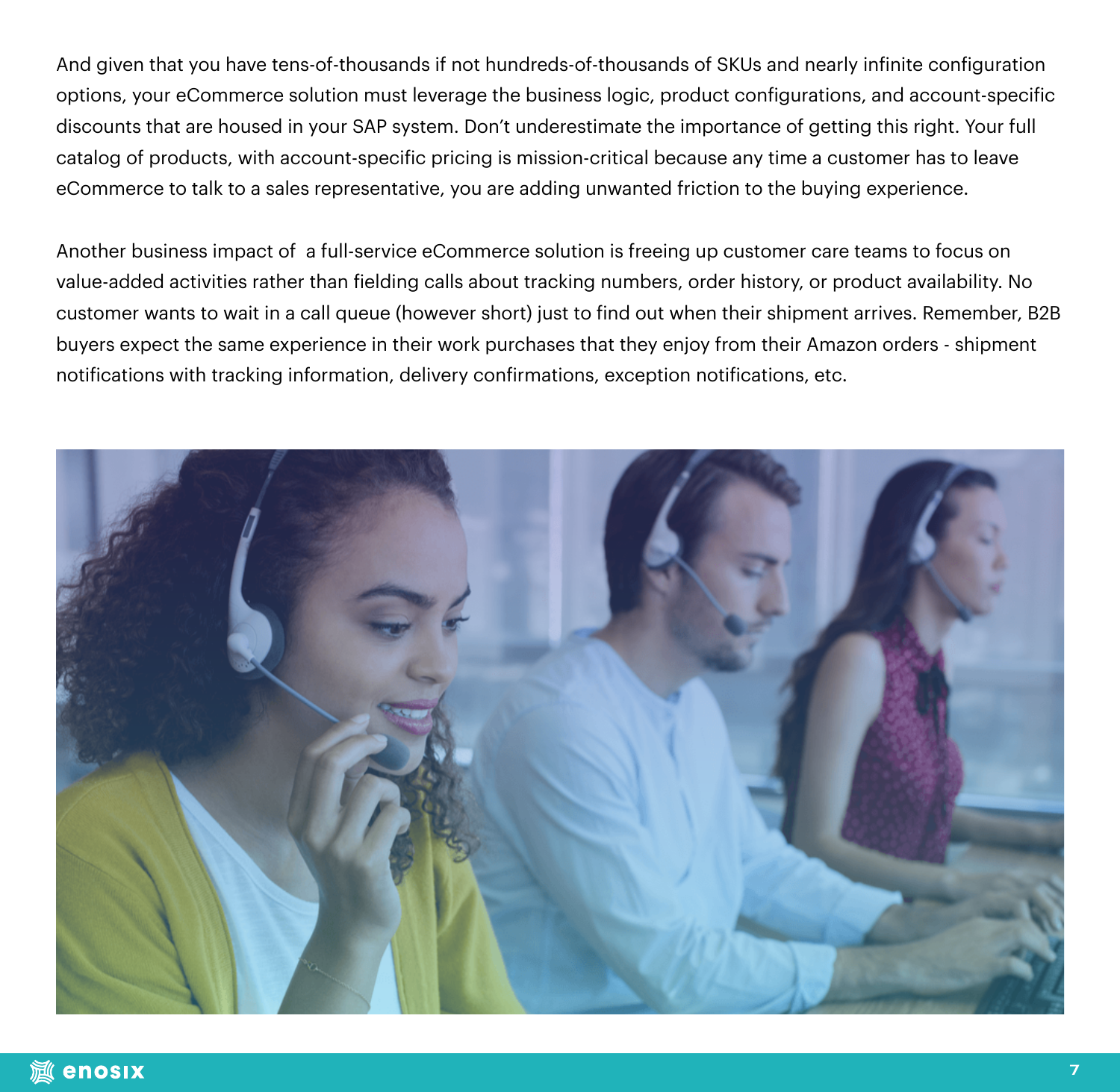And given that you have tens-of-thousands if not hundreds-of-thousands of SKUs and nearly infinite configuration options, your eCommerce solution must leverage the business logic, product configurations, and account-specific discounts that are housed in your SAP system. Don't underestimate the importance of getting this right. Your full catalog of products, with account-specific pricing is mission-critical because any time a customer has to leave eCommerce to talk to a sales representative, you are adding unwanted friction to the buying experience.

Another business impact of  a full-service eCommerce solution is freeing up customer care teams to focus on value-added activities rather than fielding calls about tracking numbers, order history, or product availability. No customer wants to wait in a call queue (however short) just to find out when their shipment arrives. Remember, B2B buyers expect the same experience in their work purchases that they enjoy from their Amazon orders - shipment notifications with tracking information, delivery confirmations, exception notifications, etc.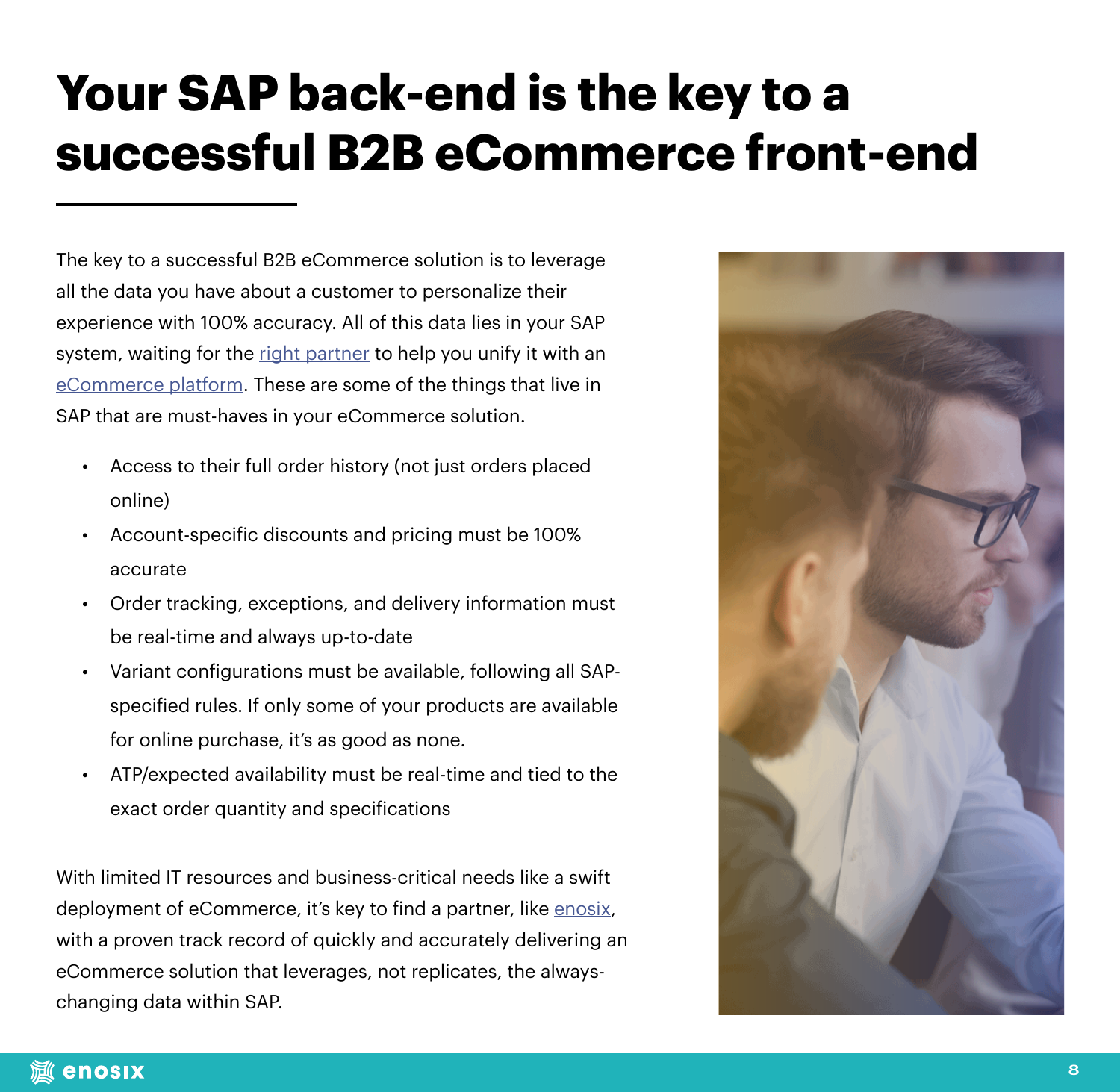# Your SAP back-end is the key to a successful B2B eCommerce front-end

The key to a successful B2B eCommerce solution is to leverage all the data you have about a customer to personalize their experience with 100% accuracy. All of this data lies in your SAP system, waiting for the right partner to help you unify it with an eCommerce platform. These are some of the things that live in SAP that are must-haves in your eCommerce solution.

- Access to their full order history (not just orders placed online)
- Account-specific discounts and pricing must be 100% accurate
- Order tracking, exceptions, and delivery information must be real-time and always up-to-date
- Variant configurations must be available, following all SAP-specified rules. If only some of your products are available for online purchase, it's as good as none.
- ATP/expected availability must be real-time and tied to the exact order quantity and specifications

With limited IT resources and business-critical needs like a swift deployment of eCommerce, it's key to find a partner, like enosix, with a proven track record of quickly and accurately delivering an eCommerce solution that leverages, not replicates, the always-changing data within SAP.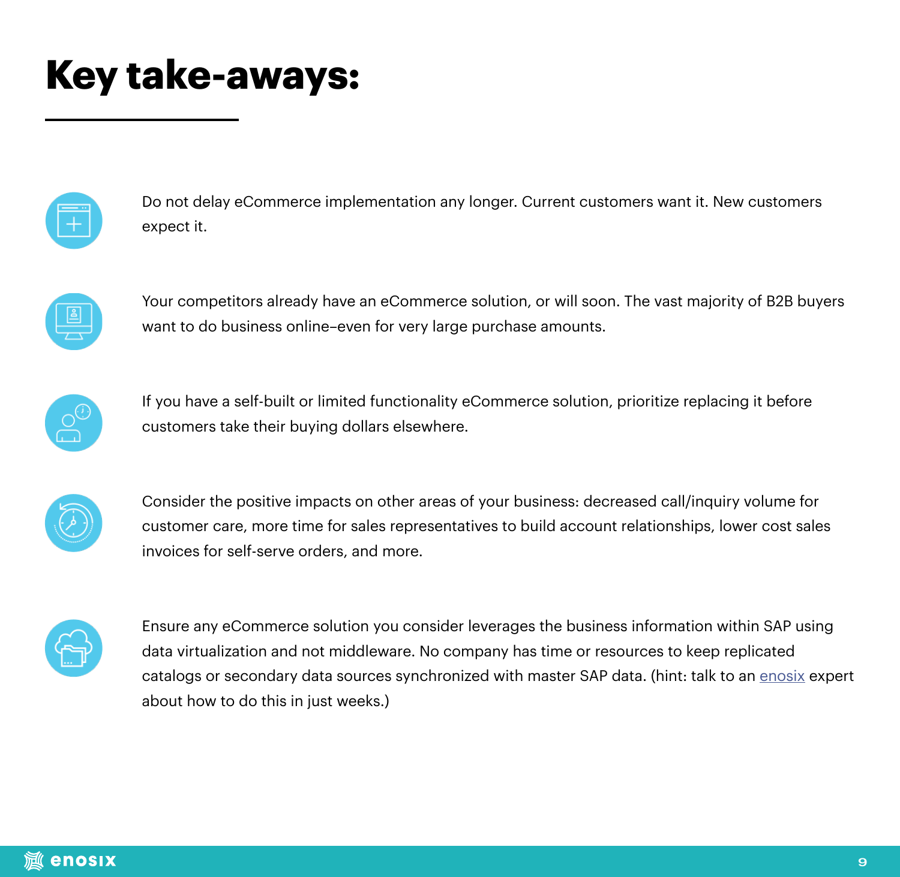# Key take-aways:

- Do not delay eCommerce implementation any longer. Current customers want it. New customers expect it.

- Your competitors already have an eCommerce solution, or will soon. The vast majority of B2B buyers want to do business online–even for very large purchase amounts.

- If you have a self-built or limited functionality eCommerce solution, prioritize replacing it before customers take their buying dollars elsewhere.

- Consider the positive impacts on other areas of your business: decreased call/inquiry volume for customer care, more time for sales representatives to build account relationships, lower cost sales invoices for self-serve orders, and more.

- Ensure any eCommerce solution you consider leverages the business information within SAP using data virtualization and not middleware. No company has time or resources to keep replicated catalogs or secondary data sources synchronized with master SAP data. (hint: talk to an enosix expert about how to do this in just weeks.)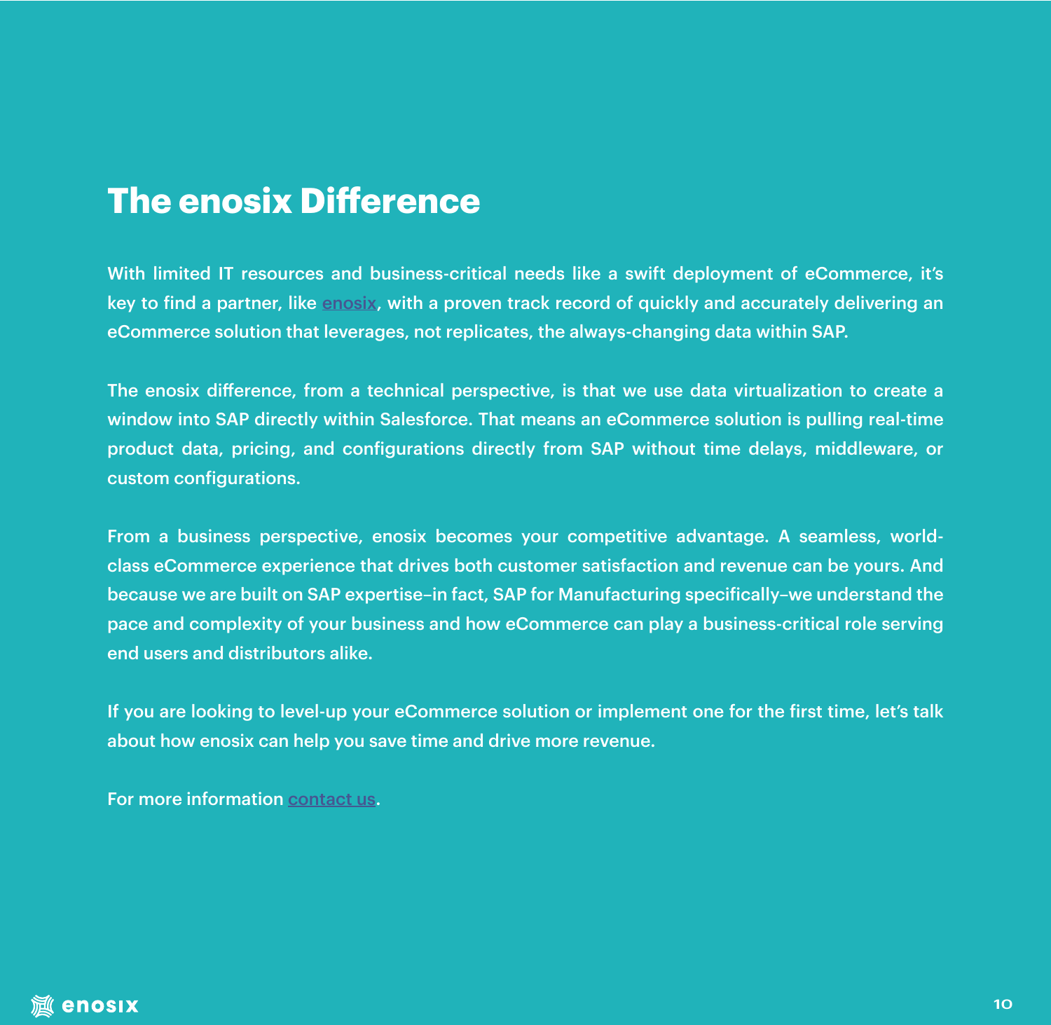# The enosix Difference

With limited IT resources and business-critical needs like a swift deployment of eCommerce, it's key to find a partner, like enosix, with a proven track record of quickly and accurately delivering an eCommerce solution that leverages, not replicates, the always-changing data within SAP.

The enosix difference, from a technical perspective, is that we use data virtualization to create a window into SAP directly within Salesforce. That means an eCommerce solution is pulling real-time product data, pricing, and configurations directly from SAP without time delays, middleware, or custom configurations.

From a business perspective, enosix becomes your competitive advantage. A seamless, world-class eCommerce experience that drives both customer satisfaction and revenue can be yours. And because we are built on SAP expertise–in fact, SAP for Manufacturing specifically–we understand the pace and complexity of your business and how eCommerce can play a business-critical role serving end users and distributors alike.

If you are looking to level-up your eCommerce solution or implement one for the first time, let's talk about how enosix can help you save time and drive more revenue.

For more information contact us.